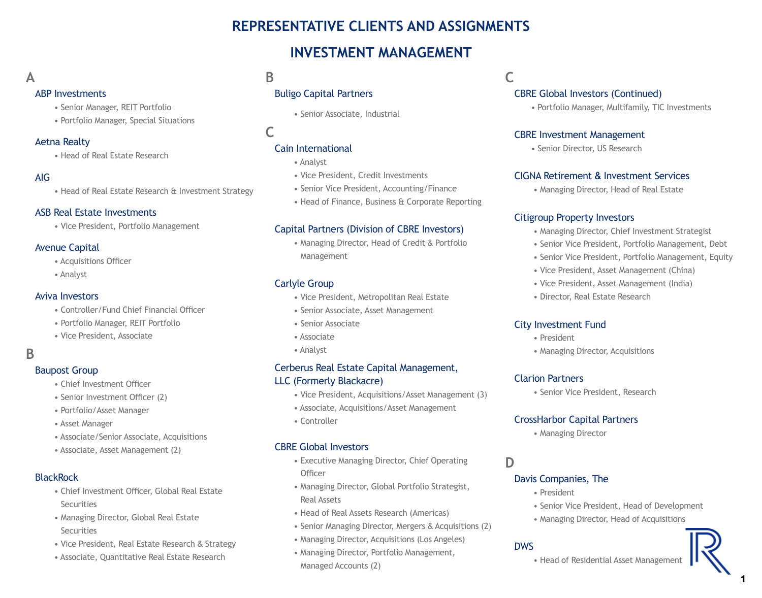# REPRESENTATIVE CLIENTS AND ASSIGNMENTS

## INVESTMENT MANAGEMENT

### A

**ABP Investments**
- Senior Manager, REIT Portfolio
- Portfolio Manager, Special Situations

**Aetna Realty**
- Head of Real Estate Research

**AIG**
- Head of Real Estate Research & Investment Strategy

**ASB Real Estate Investments**
- Vice President, Portfolio Management

**Avenue Capital**
- Acquisitions Officer
- Analyst

**Aviva Investors**
- Controller/Fund Chief Financial Officer
- Portfolio Manager, REIT Portfolio
- Vice President, Associate

### B

**Baupost Group**
- Chief Investment Officer
- Senior Investment Officer (2)
- Portfolio/Asset Manager
- Asset Manager
- Associate/Senior Associate, Acquisitions
- Associate, Asset Management (2)

**BlackRock**
- Chief Investment Officer, Global Real Estate Securities
- Managing Director, Global Real Estate Securities
- Vice President, Real Estate Research & Strategy
- Associate, Quantitative Real Estate Research

**Buligo Capital Partners**
- Senior Associate, Industrial

### C

**Cain International**
- Analyst
- Vice President, Credit Investments
- Senior Vice President, Accounting/Finance
- Head of Finance, Business & Corporate Reporting

**Capital Partners (Division of CBRE Investors)**
- Managing Director, Head of Credit & Portfolio Management

**Carlyle Group**
- Vice President, Metropolitan Real Estate
- Senior Associate, Asset Management
- Senior Associate
- Associate
- Analyst

**Cerberus Real Estate Capital Management, LLC (Formerly Blackacre)**
- Vice President, Acquisitions/Asset Management (3)
- Associate, Acquisitions/Asset Management
- Controller

**CBRE Global Investors**
- Executive Managing Director, Chief Operating Officer
- Managing Director, Global Portfolio Strategist, Real Assets
- Head of Real Assets Research (Americas)
- Senior Managing Director, Mergers & Acquisitions (2)
- Managing Director, Acquisitions (Los Angeles)
- Managing Director, Portfolio Management, Managed Accounts (2)

**CBRE Global Investors (Continued)**
- Portfolio Manager, Multifamily, TIC Investments

**CBRE Investment Management**
- Senior Director, US Research

**CIGNA Retirement & Investment Services**
- Managing Director, Head of Real Estate

**Citigroup Property Investors**
- Managing Director, Chief Investment Strategist
- Senior Vice President, Portfolio Management, Debt
- Senior Vice President, Portfolio Management, Equity
- Vice President, Asset Management (China)
- Vice President, Asset Management (India)
- Director, Real Estate Research

**City Investment Fund**
- President
- Managing Director, Acquisitions

**Clarion Partners**
- Senior Vice President, Research

**CrossHarbor Capital Partners**
- Managing Director

### D

**Davis Companies, The**
- President
- Senior Vice President, Head of Development
- Managing Director, Head of Acquisitions

**DWS**
- Head of Residential Asset Management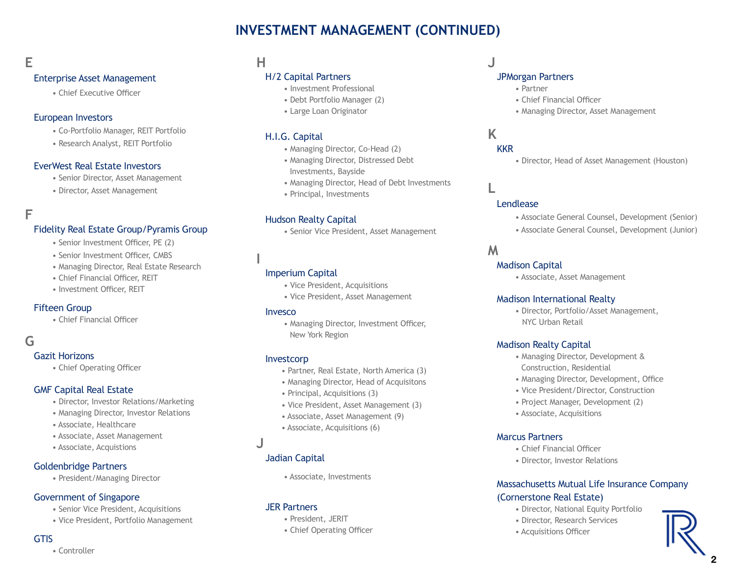# INVESTMENT MANAGEMENT (CONTINUED)

## E

### Enterprise Asset Management
- Chief Executive Officer

### European Investors
- Co-Portfolio Manager, REIT Portfolio
- Research Analyst, REIT Portfolio

### EverWest Real Estate Investors
- Senior Director, Asset Management
- Director, Asset Management

## F

### Fidelity Real Estate Group/Pyramis Group
- Senior Investment Officer, PE (2)
- Senior Investment Officer, CMBS
- Managing Director, Real Estate Research
- Chief Financial Officer, REIT
- Investment Officer, REIT

### Fifteen Group
- Chief Financial Officer

## G

### Gazit Horizons
- Chief Operating Officer

### GMF Capital Real Estate
- Director, Investor Relations/Marketing
- Managing Director, Investor Relations
- Associate, Healthcare
- Associate, Asset Management
- Associate, Acquistions

### Goldenbridge Partners
- President/Managing Director

### Government of Singapore
- Senior Vice President, Acquisitions
- Vice President, Portfolio Management

### GTIS
- Controller

## H

### H/2 Capital Partners
- Investment Professional
- Debt Portfolio Manager (2)
- Large Loan Originator

### H.I.G. Capital
- Managing Director, Co-Head (2)
- Managing Director, Distressed Debt Investments, Bayside
- Managing Director, Head of Debt Investments
- Principal, Investments

### Hudson Realty Capital
- Senior Vice President, Asset Management

## I

### Imperium Capital
- Vice President, Acquisitions
- Vice President, Asset Management

### Invesco
- Managing Director, Investment Officer, New York Region

### Investcorp
- Partner, Real Estate, North America (3)
- Managing Director, Head of Acquisitons
- Principal, Acquisitions (3)
- Vice President, Asset Management (3)
- Associate, Asset Management (9)
- Associate, Acquisitions (6)

## J

### Jadian Capital
- Associate, Investments

### JER Partners
- President, JERIT
- Chief Operating Officer

## J

### JPMorgan Partners
- Partner
- Chief Financial Officer
- Managing Director, Asset Management

## K

### KKR
- Director, Head of Asset Management (Houston)

## L

### Lendlease
- Associate General Counsel, Development (Senior)
- Associate General Counsel, Development (Junior)

## M

### Madison Capital
- Associate, Asset Management

### Madison International Realty
- Director, Portfolio/Asset Management, NYC Urban Retail

### Madison Realty Capital
- Managing Director, Development & Construction, Residential
- Managing Director, Development, Office
- Vice President/Director, Construction
- Project Manager, Development (2)
- Associate, Acquisitions

### Marcus Partners
- Chief Financial Officer
- Director, Investor Relations

### Massachusetts Mutual Life Insurance Company (Cornerstone Real Estate)
- Director, National Equity Portfolio
- Director, Research Services
- Acquisitions Officer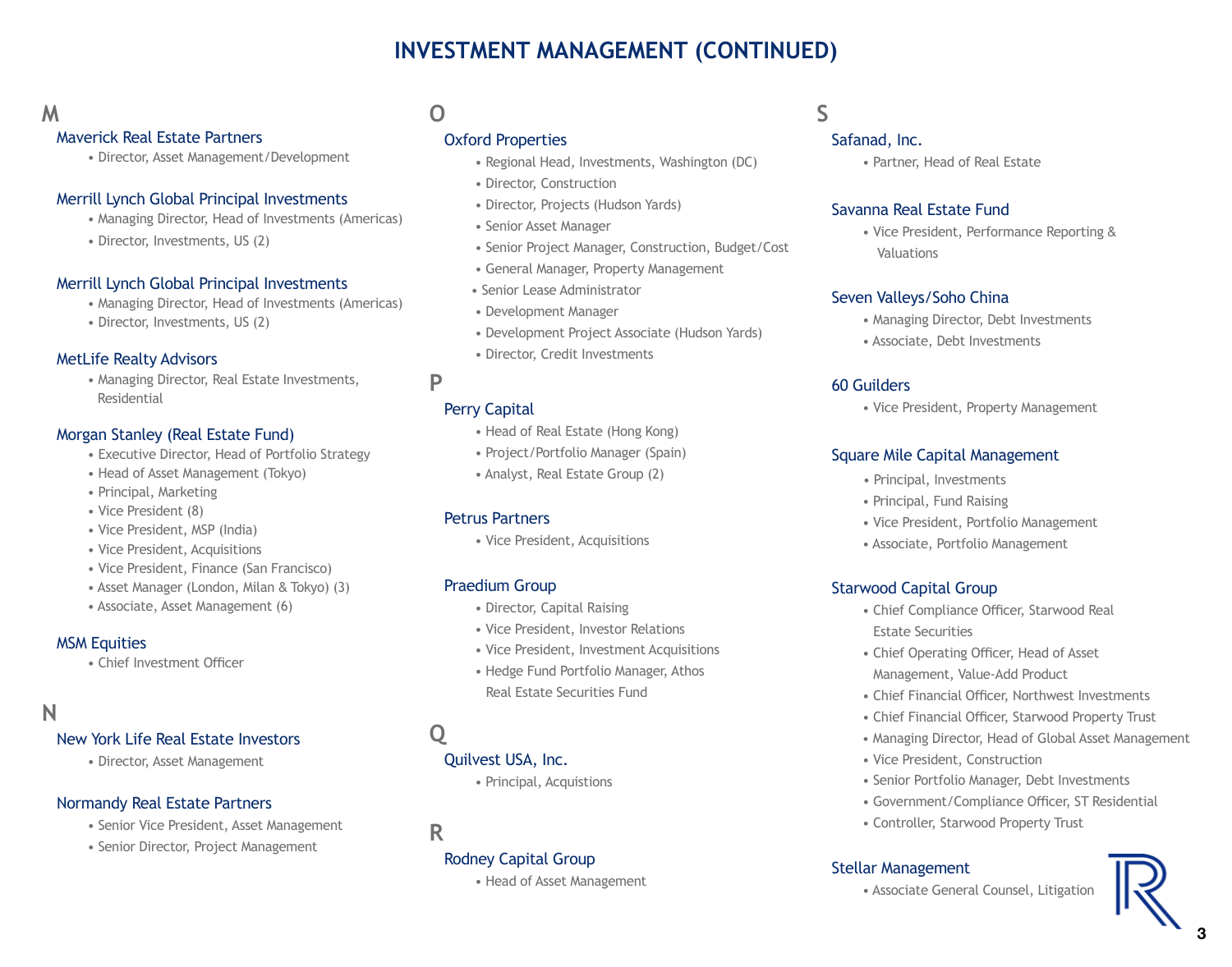# INVESTMENT MANAGEMENT (CONTINUED)

## M

### Maverick Real Estate Partners

- Director, Asset Management/Development

### Merrill Lynch Global Principal Investments

- Managing Director, Head of Investments (Americas)
- Director, Investments, US (2)

### Merrill Lynch Global Principal Investments

- Managing Director, Head of Investments (Americas)
- Director, Investments, US (2)

### MetLife Realty Advisors

- Managing Director, Real Estate Investments, Residential

### Morgan Stanley (Real Estate Fund)

- Executive Director, Head of Portfolio Strategy
- Head of Asset Management (Tokyo)
- Principal, Marketing
- Vice President (8)
- Vice President, MSP (India)
- Vice President, Acquisitions
- Vice President, Finance (San Francisco)
- Asset Manager (London, Milan & Tokyo) (3)
- Associate, Asset Management (6)

### MSM Equities

- Chief Investment Officer

## N

### New York Life Real Estate Investors

- Director, Asset Management

### Normandy Real Estate Partners

- Senior Vice President, Asset Management
- Senior Director, Project Management

## O

### Oxford Properties

- Regional Head, Investments, Washington (DC)
- Director, Construction
- Director, Projects (Hudson Yards)
- Senior Asset Manager
- Senior Project Manager, Construction, Budget/Cost
- General Manager, Property Management
- Senior Lease Administrator
- Development Manager
- Development Project Associate (Hudson Yards)
- Director, Credit Investments

## P

### Perry Capital

- Head of Real Estate (Hong Kong)
- Project/Portfolio Manager (Spain)
- Analyst, Real Estate Group (2)

### Petrus Partners

- Vice President, Acquisitions

### Praedium Group

- Director, Capital Raising
- Vice President, Investor Relations
- Vice President, Investment Acquisitions
- Hedge Fund Portfolio Manager, Athos Real Estate Securities Fund

## Q

### Quilvest USA, Inc.

- Principal, Acquistions

## R

### Rodney Capital Group

- Head of Asset Management

## S

### Safanad, Inc.

- Partner, Head of Real Estate

### Savanna Real Estate Fund

- Vice President, Performance Reporting & Valuations

### Seven Valleys/Soho China

- Managing Director, Debt Investments
- Associate, Debt Investments

### 60 Guilders

- Vice President, Property Management

### Square Mile Capital Management

- Principal, Investments
- Principal, Fund Raising
- Vice President, Portfolio Management
- Associate, Portfolio Management

### Starwood Capital Group

- Chief Compliance Officer, Starwood Real Estate Securities
- Chief Operating Officer, Head of Asset Management, Value-Add Product
- Chief Financial Officer, Northwest Investments
- Chief Financial Officer, Starwood Property Trust
- Managing Director, Head of Global Asset Management
- Vice President, Construction
- Senior Portfolio Manager, Debt Investments
- Government/Compliance Officer, ST Residential
- Controller, Starwood Property Trust

### Stellar Management

- Associate General Counsel, Litigation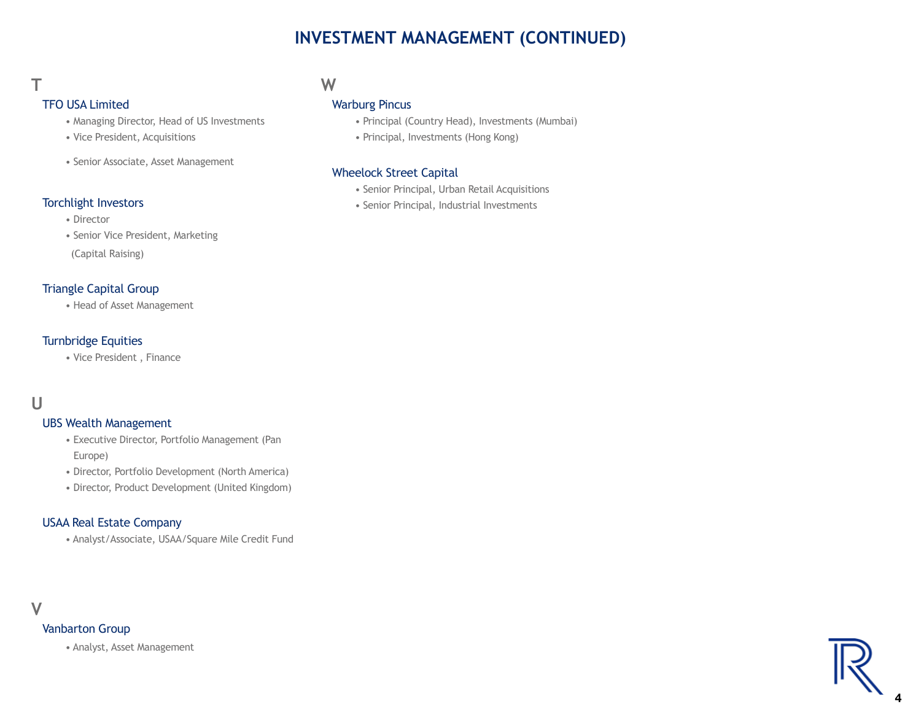# INVESTMENT MANAGEMENT (CONTINUED)

## T

### TFO USA Limited

- Managing Director, Head of US Investments
- Vice President, Acquisitions
- Senior Associate, Asset Management

### Torchlight Investors

- Director
- Senior Vice President, Marketing (Capital Raising)

### Triangle Capital Group

- Head of Asset Management

### Turnbridge Equities

- Vice President , Finance

## U

### UBS Wealth Management

- Executive Director, Portfolio Management (Pan Europe)
- Director, Portfolio Development (North America)
- Director, Product Development (United Kingdom)

### USAA Real Estate Company

- Analyst/Associate, USAA/Square Mile Credit Fund

## V

### Vanbarton Group

- Analyst, Asset Management

## W

### Warburg Pincus

- Principal (Country Head), Investments (Mumbai)
- Principal, Investments (Hong Kong)

### Wheelock Street Capital

- Senior Principal, Urban Retail Acquisitions
- Senior Principal, Industrial Investments